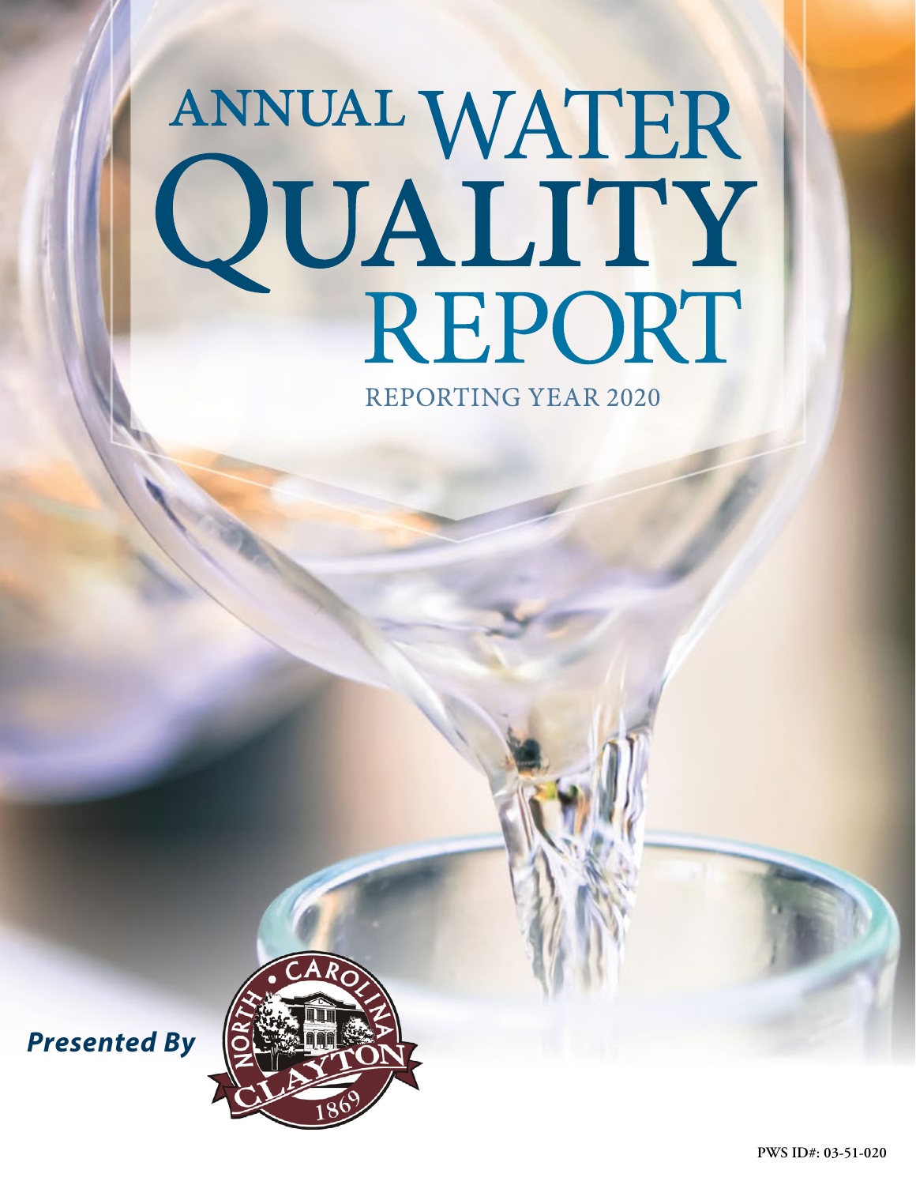# ANNUAL WATER QUALITY REPORT

REPORTING YEAR 2020

***Presented By***

NORTH CAROLINA CLAYTON 1869

**PWS ID#: 03-51-020**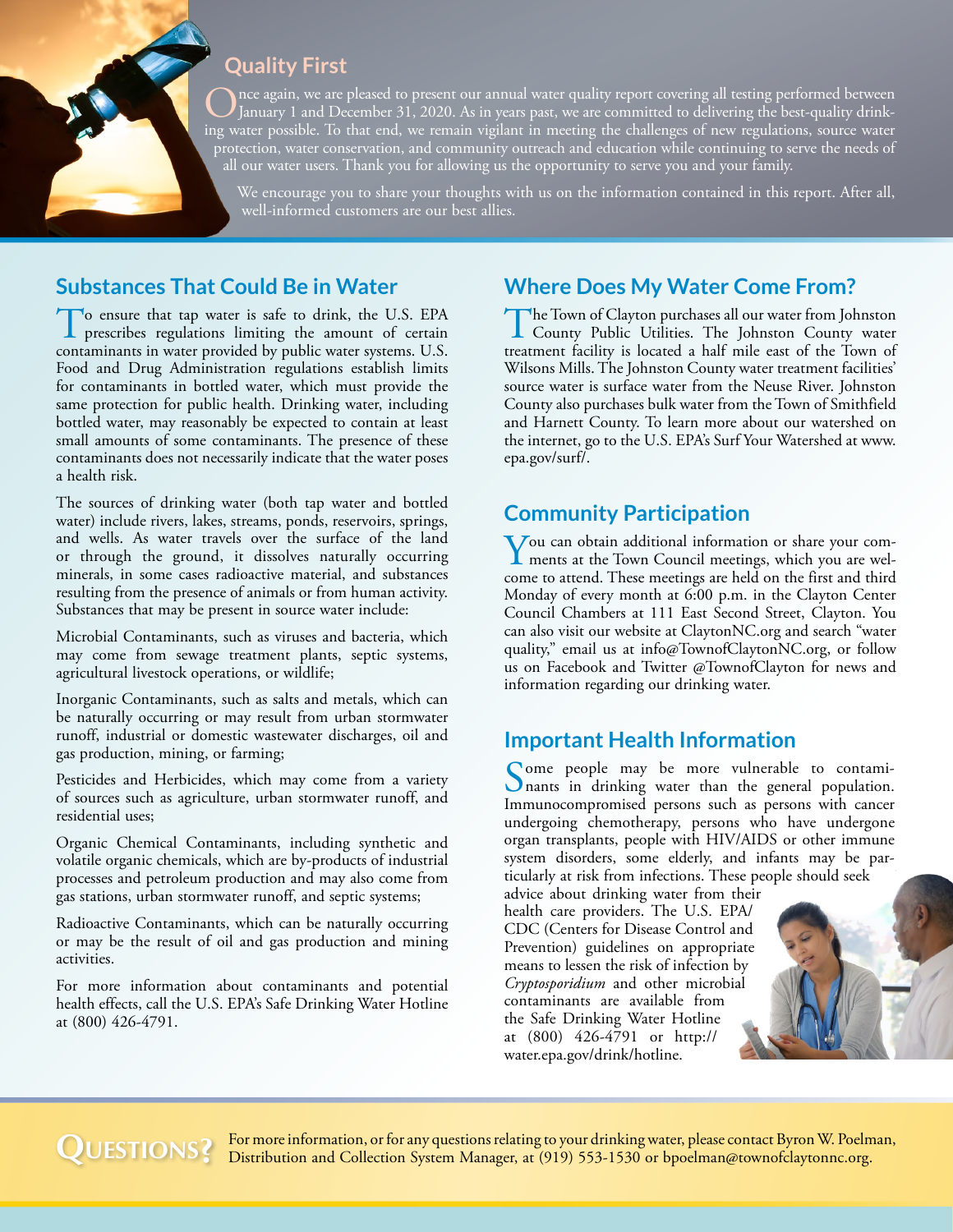## Quality First

Once again, we are pleased to present our annual water quality report covering all testing performed between January 1 and December 31, 2020. As in years past, we are committed to delivering the best-quality drinking water possible. To that end, we remain vigilant in meeting the challenges of new regulations, source water protection, water conservation, and community outreach and education while continuing to serve the needs of all our water users. Thank you for allowing us the opportunity to serve you and your family.

We encourage you to share your thoughts with us on the information contained in this report. After all, well-informed customers are our best allies.

## Substances That Could Be in Water

To ensure that tap water is safe to drink, the U.S. EPA prescribes regulations limiting the amount of certain contaminants in water provided by public water systems. U.S. Food and Drug Administration regulations establish limits for contaminants in bottled water, which must provide the same protection for public health. Drinking water, including bottled water, may reasonably be expected to contain at least small amounts of some contaminants. The presence of these contaminants does not necessarily indicate that the water poses a health risk.

The sources of drinking water (both tap water and bottled water) include rivers, lakes, streams, ponds, reservoirs, springs, and wells. As water travels over the surface of the land or through the ground, it dissolves naturally occurring minerals, in some cases radioactive material, and substances resulting from the presence of animals or from human activity. Substances that may be present in source water include:

Microbial Contaminants, such as viruses and bacteria, which may come from sewage treatment plants, septic systems, agricultural livestock operations, or wildlife;

Inorganic Contaminants, such as salts and metals, which can be naturally occurring or may result from urban stormwater runoff, industrial or domestic wastewater discharges, oil and gas production, mining, or farming;

Pesticides and Herbicides, which may come from a variety of sources such as agriculture, urban stormwater runoff, and residential uses;

Organic Chemical Contaminants, including synthetic and volatile organic chemicals, which are by-products of industrial processes and petroleum production and may also come from gas stations, urban stormwater runoff, and septic systems;

Radioactive Contaminants, which can be naturally occurring or may be the result of oil and gas production and mining activities.

For more information about contaminants and potential health effects, call the U.S. EPA's Safe Drinking Water Hotline at (800) 426-4791.

## Where Does My Water Come From?

The Town of Clayton purchases all our water from Johnston County Public Utilities. The Johnston County water treatment facility is located a half mile east of the Town of Wilsons Mills. The Johnston County water treatment facilities' source water is surface water from the Neuse River. Johnston County also purchases bulk water from the Town of Smithfield and Harnett County. To learn more about our watershed on the internet, go to the U.S. EPA's Surf Your Watershed at www.epa.gov/surf/.

## Community Participation

You can obtain additional information or share your comments at the Town Council meetings, which you are welcome to attend. These meetings are held on the first and third Monday of every month at 6:00 p.m. in the Clayton Center Council Chambers at 111 East Second Street, Clayton. You can also visit our website at ClaytonNC.org and search "water quality," email us at info@TownofClaytonNC.org, or follow us on Facebook and Twitter @TownofClayton for news and information regarding our drinking water.

## Important Health Information

Some people may be more vulnerable to contaminants in drinking water than the general population. Immunocompromised persons such as persons with cancer undergoing chemotherapy, persons who have undergone organ transplants, people with HIV/AIDS or other immune system disorders, some elderly, and infants may be particularly at risk from infections. These people should seek advice about drinking water from their health care providers. The U.S. EPA/CDC (Centers for Disease Control and Prevention) guidelines on appropriate means to lessen the risk of infection by *Cryptosporidium* and other microbial contaminants are available from the Safe Drinking Water Hotline at (800) 426-4791 or http://water.epa.gov/drink/hotline.

## Questions?

For more information, or for any questions relating to your drinking water, please contact Byron W. Poelman, Distribution and Collection System Manager, at (919) 553-1530 or bpoelman@townofclaytonnc.org.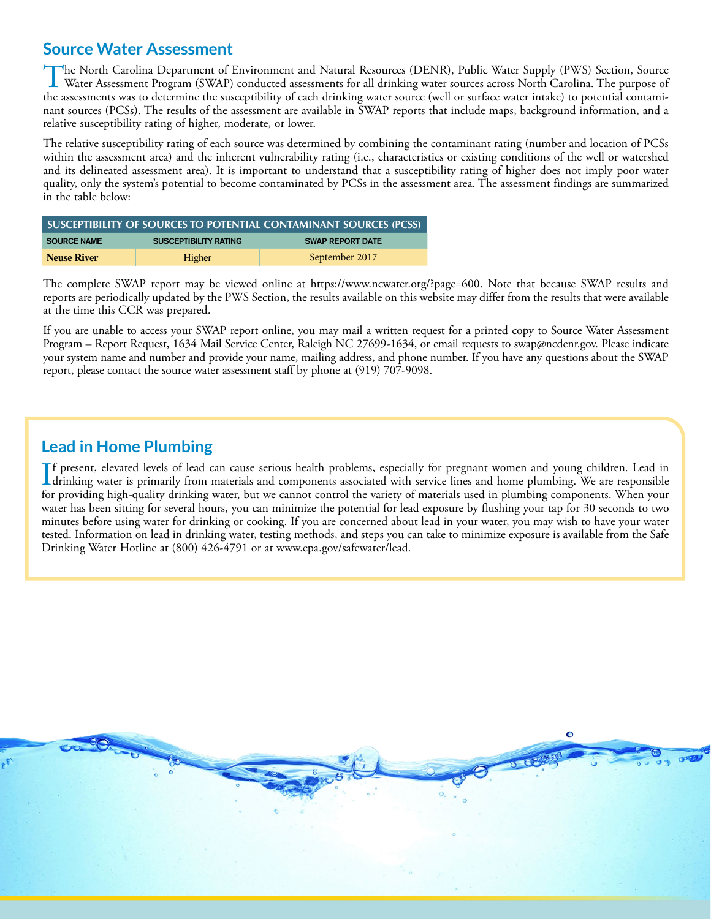## Source Water Assessment

The North Carolina Department of Environment and Natural Resources (DENR), Public Water Supply (PWS) Section, Source Water Assessment Program (SWAP) conducted assessments for all drinking water sources across North Carolina. The purpose of the assessments was to determine the susceptibility of each drinking water source (well or surface water intake) to potential contaminant sources (PCSs). The results of the assessment are available in SWAP reports that include maps, background information, and a relative susceptibility rating of higher, moderate, or lower.

The relative susceptibility rating of each source was determined by combining the contaminant rating (number and location of PCSs within the assessment area) and the inherent vulnerability rating (i.e., characteristics or existing conditions of the well or watershed and its delineated assessment area). It is important to understand that a susceptibility rating of higher does not imply poor water quality, only the system's potential to become contaminated by PCSs in the assessment area. The assessment findings are summarized in the table below:

| SUSCEPTIBILITY OF SOURCES TO POTENTIAL CONTAMINANT SOURCES (PCSS) | | |
|---|---|---|
| SOURCE NAME | SUSCEPTIBILITY RATING | SWAP REPORT DATE |
| **Neuse River** | Higher | September 2017 |

The complete SWAP report may be viewed online at https://www.ncwater.org/?page=600. Note that because SWAP results and reports are periodically updated by the PWS Section, the results available on this website may differ from the results that were available at the time this CCR was prepared.

If you are unable to access your SWAP report online, you may mail a written request for a printed copy to Source Water Assessment Program – Report Request, 1634 Mail Service Center, Raleigh NC 27699-1634, or email requests to swap@ncdenr.gov. Please indicate your system name and number and provide your name, mailing address, and phone number. If you have any questions about the SWAP report, please contact the source water assessment staff by phone at (919) 707-9098.

## Lead in Home Plumbing

If present, elevated levels of lead can cause serious health problems, especially for pregnant women and young children. Lead in drinking water is primarily from materials and components associated with service lines and home plumbing. We are responsible for providing high-quality drinking water, but we cannot control the variety of materials used in plumbing components. When your water has been sitting for several hours, you can minimize the potential for lead exposure by flushing your tap for 30 seconds to two minutes before using water for drinking or cooking. If you are concerned about lead in your water, you may wish to have your water tested. Information on lead in drinking water, testing methods, and steps you can take to minimize exposure is available from the Safe Drinking Water Hotline at (800) 426-4791 or at www.epa.gov/safewater/lead.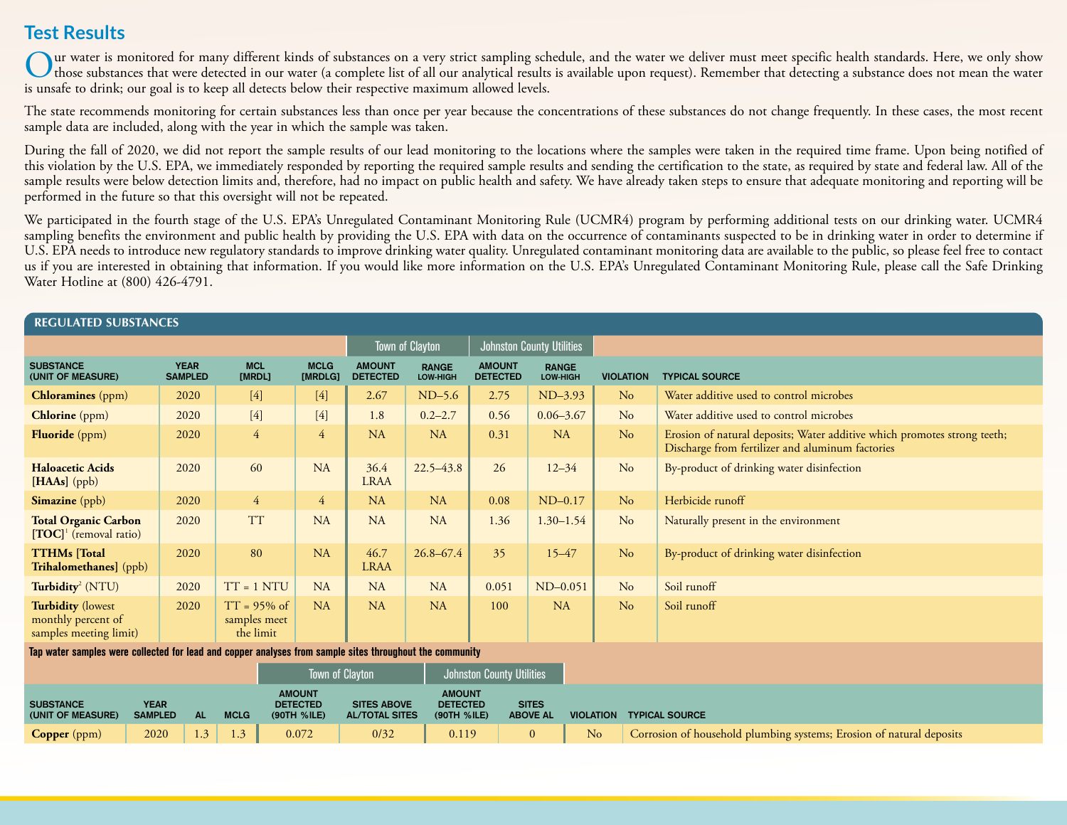## Test Results

Our water is monitored for many different kinds of substances on a very strict sampling schedule, and the water we deliver must meet specific health standards. Here, we only show those substances that were detected in our water (a complete list of all our analytical results is available upon request). Remember that detecting a substance does not mean the water is unsafe to drink; our goal is to keep all detects below their respective maximum allowed levels.

The state recommends monitoring for certain substances less than once per year because the concentrations of these substances do not change frequently. In these cases, the most recent sample data are included, along with the year in which the sample was taken.

During the fall of 2020, we did not report the sample results of our lead monitoring to the locations where the samples were taken in the required time frame. Upon being notified of this violation by the U.S. EPA, we immediately responded by reporting the required sample results and sending the certification to the state, as required by state and federal law. All of the sample results were below detection limits and, therefore, had no impact on public health and safety. We have already taken steps to ensure that adequate monitoring and reporting will be performed in the future so that this oversight will not be repeated.

We participated in the fourth stage of the U.S. EPA's Unregulated Contaminant Monitoring Rule (UCMR4) program by performing additional tests on our drinking water. UCMR4 sampling benefits the environment and public health by providing the U.S. EPA with data on the occurrence of contaminants suspected to be in drinking water in order to determine if U.S. EPA needs to introduce new regulatory standards to improve drinking water quality. Unregulated contaminant monitoring data are available to the public, so please feel free to contact us if you are interested in obtaining that information. If you would like more information on the U.S. EPA's Unregulated Contaminant Monitoring Rule, please call the Safe Drinking Water Hotline at (800) 426-4791.

### REGULATED SUBSTANCES

| | | | | Town of Clayton | | Johnston County Utilities | | | |
|---|---|---|---|---|---|---|---|---|---|
| SUBSTANCE (UNIT OF MEASURE) | YEAR SAMPLED | MCL [MRDL] | MCLG [MRDLG] | AMOUNT DETECTED | RANGE LOW-HIGH | AMOUNT DETECTED | RANGE LOW-HIGH | VIOLATION | TYPICAL SOURCE |
| **Chloramines** (ppm) | 2020 | [4] | [4] | 2.67 | ND–5.6 | 2.75 | ND–3.93 | No | Water additive used to control microbes |
| **Chlorine** (ppm) | 2020 | [4] | [4] | 1.8 | 0.2–2.7 | 0.56 | 0.06–3.67 | No | Water additive used to control microbes |
| **Fluoride** (ppm) | 2020 | 4 | 4 | NA | NA | 0.31 | NA | No | Erosion of natural deposits; Water additive which promotes strong teeth; Discharge from fertilizer and aluminum factories |
| **Haloacetic Acids [HAAs]** (ppb) | 2020 | 60 | NA | 36.4 LRAA | 22.5–43.8 | 26 | 12–34 | No | By-product of drinking water disinfection |
| **Simazine** (ppb) | 2020 | 4 | 4 | NA | NA | 0.08 | ND–0.17 | No | Herbicide runoff |
| **Total Organic Carbon [TOC]**[1] (removal ratio) | 2020 | TT | NA | NA | NA | 1.36 | 1.30–1.54 | No | Naturally present in the environment |
| **TTHMs [Total Trihalomethanes]** (ppb) | 2020 | 80 | NA | 46.7 LRAA | 26.8–67.4 | 35 | 15–47 | No | By-product of drinking water disinfection |
| **Turbidity**[2] (NTU) | 2020 | TT = 1 NTU | NA | NA | NA | 0.051 | ND–0.051 | No | Soil runoff |
| **Turbidity** (lowest monthly percent of samples meeting limit) | 2020 | TT = 95% of samples meet the limit | NA | NA | NA | 100 | NA | No | Soil runoff |

**Tap water samples were collected for lead and copper analyses from sample sites throughout the community**

| | | | | Town of Clayton | | Johnston County Utilities | | | |
|---|---|---|---|---|---|---|---|---|---|
| SUBSTANCE (UNIT OF MEASURE) | YEAR SAMPLED | AL | MCLG | AMOUNT DETECTED (90TH %ILE) | SITES ABOVE AL/TOTAL SITES | AMOUNT DETECTED (90TH %ILE) | SITES ABOVE AL | VIOLATION | TYPICAL SOURCE |
| **Copper** (ppm) | 2020 | 1.3 | 1.3 | 0.072 | 0/32 | 0.119 | 0 | No | Corrosion of household plumbing systems; Erosion of natural deposits |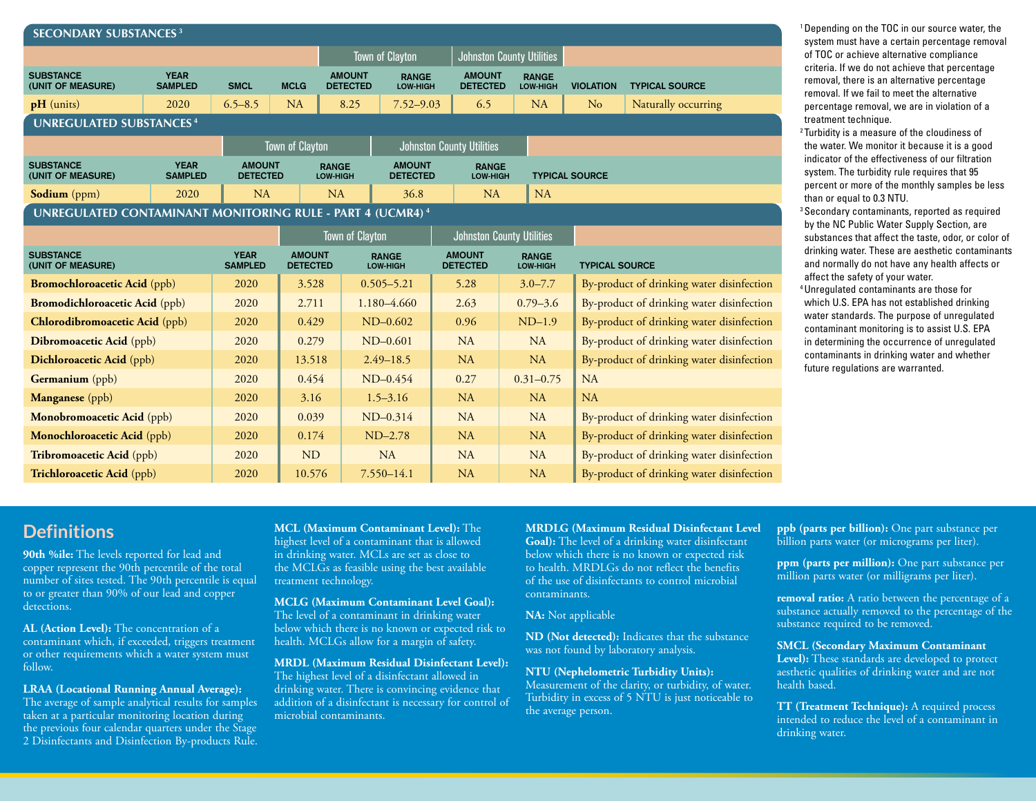## SECONDARY SUBSTANCES [3]

| | | | | Town of Clayton | | Johnston County Utilities | | | |
|---|---|---|---|---|---|---|---|---|---|
| SUBSTANCE (UNIT OF MEASURE) | YEAR SAMPLED | SMCL | MCLG | AMOUNT DETECTED | RANGE LOW-HIGH | AMOUNT DETECTED | RANGE LOW-HIGH | VIOLATION | TYPICAL SOURCE |
| **pH** (units) | 2020 | 6.5–8.5 | NA | 8.25 | 7.52–9.03 | 6.5 | NA | No | Naturally occurring |

## UNREGULATED SUBSTANCES [4]

| | | Town of Clayton | | Johnston County Utilities | | |
|---|---|---|---|---|---|---|
| SUBSTANCE (UNIT OF MEASURE) | YEAR SAMPLED | AMOUNT DETECTED | RANGE LOW-HIGH | AMOUNT DETECTED | RANGE LOW-HIGH | TYPICAL SOURCE |
| **Sodium** (ppm) | 2020 | NA | NA | 36.8 | NA | NA |

## UNREGULATED CONTAMINANT MONITORING RULE - PART 4 (UCMR4) [4]

| | | Town of Clayton | | Johnston County Utilities | | |
|---|---|---|---|---|---|---|
| SUBSTANCE (UNIT OF MEASURE) | YEAR SAMPLED | AMOUNT DETECTED | RANGE LOW-HIGH | AMOUNT DETECTED | RANGE LOW-HIGH | TYPICAL SOURCE |
| **Bromochloroacetic Acid** (ppb) | 2020 | 3.528 | 0.505–5.21 | 5.28 | 3.0–7.7 | By-product of drinking water disinfection |
| **Bromodichloroacetic Acid** (ppb) | 2020 | 2.711 | 1.180–4.660 | 2.63 | 0.79–3.6 | By-product of drinking water disinfection |
| **Chlorodibromoacetic Acid** (ppb) | 2020 | 0.429 | ND–0.602 | 0.96 | ND–1.9 | By-product of drinking water disinfection |
| **Dibromoacetic Acid** (ppb) | 2020 | 0.279 | ND–0.601 | NA | NA | By-product of drinking water disinfection |
| **Dichloroacetic Acid** (ppb) | 2020 | 13.518 | 2.49–18.5 | NA | NA | By-product of drinking water disinfection |
| **Germanium** (ppb) | 2020 | 0.454 | ND–0.454 | 0.27 | 0.31–0.75 | NA |
| **Manganese** (ppb) | 2020 | 3.16 | 1.5–3.16 | NA | NA | NA |
| **Monobromoacetic Acid** (ppb) | 2020 | 0.039 | ND–0.314 | NA | NA | By-product of drinking water disinfection |
| **Monochloroacetic Acid** (ppb) | 2020 | 0.174 | ND–2.78 | NA | NA | By-product of drinking water disinfection |
| **Tribromoacetic Acid** (ppb) | 2020 | ND | NA | NA | NA | By-product of drinking water disinfection |
| **Trichloroacetic Acid** (ppb) | 2020 | 10.576 | 7.550–14.1 | NA | NA | By-product of drinking water disinfection |

[1] Depending on the TOC in our source water, the system must have a certain percentage removal of TOC or achieve alternative compliance criteria. If we do not achieve that percentage removal, there is an alternative percentage removal. If we fail to meet the alternative percentage removal, we are in violation of a treatment technique.

[2] Turbidity is a measure of the cloudiness of the water. We monitor it because it is a good indicator of the effectiveness of our filtration system. The turbidity rule requires that 95 percent or more of the monthly samples be less than or equal to 0.3 NTU.

[3] Secondary contaminants, reported as required by the NC Public Water Supply Section, are substances that affect the taste, odor, or color of drinking water. These are aesthetic contaminants and normally do not have any health affects or affect the safety of your water.

[4] Unregulated contaminants are those for which U.S. EPA has not established drinking water standards. The purpose of unregulated contaminant monitoring is to assist U.S. EPA in determining the occurrence of unregulated contaminants in drinking water and whether future regulations are warranted.

## Definitions

**90th %ile:** The levels reported for lead and copper represent the 90th percentile of the total number of sites tested. The 90th percentile is equal to or greater than 90% of our lead and copper detections.

**AL (Action Level):** The concentration of a contaminant which, if exceeded, triggers treatment or other requirements which a water system must follow.

**LRAA (Locational Running Annual Average):** The average of sample analytical results for samples taken at a particular monitoring location during the previous four calendar quarters under the Stage 2 Disinfectants and Disinfection By-products Rule.

**MCL (Maximum Contaminant Level):** The highest level of a contaminant that is allowed in drinking water. MCLs are set as close to the MCLGs as feasible using the best available treatment technology.

**MCLG (Maximum Contaminant Level Goal):** The level of a contaminant in drinking water below which there is no known or expected risk to health. MCLGs allow for a margin of safety.

**MRDL (Maximum Residual Disinfectant Level):** The highest level of a disinfectant allowed in drinking water. There is convincing evidence that addition of a disinfectant is necessary for control of microbial contaminants.

**MRDLG (Maximum Residual Disinfectant Level Goal):** The level of a drinking water disinfectant below which there is no known or expected risk to health. MRDLGs do not reflect the benefits of the use of disinfectants to control microbial contaminants.

**NA:** Not applicable

**ND (Not detected):** Indicates that the substance was not found by laboratory analysis.

**NTU (Nephelometric Turbidity Units):** Measurement of the clarity, or turbidity, of water. Turbidity in excess of 5 NTU is just noticeable to the average person.

**ppb (parts per billion):** One part substance per billion parts water (or micrograms per liter).

**ppm (parts per million):** One part substance per million parts water (or milligrams per liter).

**removal ratio:** A ratio between the percentage of a substance actually removed to the percentage of the substance required to be removed.

**SMCL (Secondary Maximum Contaminant Level):** These standards are developed to protect aesthetic qualities of drinking water and are not health based.

**TT (Treatment Technique):** A required process intended to reduce the level of a contaminant in drinking water.